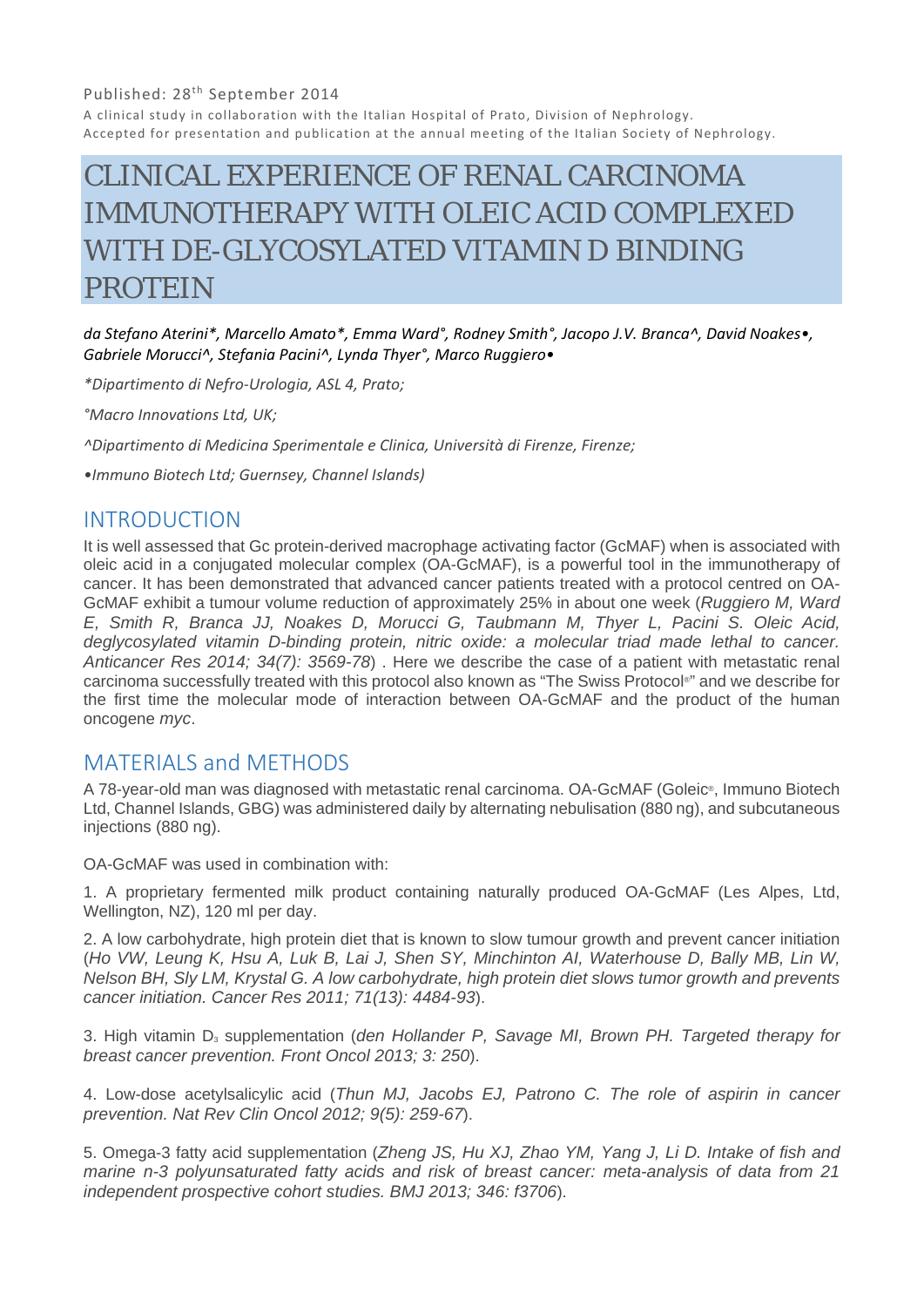Published: 28th September 2014

A clinical study in collaboration with the Italian Hospital of Prato, Division of Nephrology.

Accepted for presentation and publication at the annual meeting of the Italian Society of Nephrology.

# CLINICAL EXPERIENCE OF RENAL CARCINOMA IMMUNOTHERAPY WITH OLEIC ACID COMPLEXED WITH DE-GLYCOSYLATED VITAMIN D BINDING PROTEIN

*da Stefano Aterini\*, Marcello Amato\*, Emma Ward°, Rodney Smith°, Jacopo J.V. Branca^, David Noakes•, Gabriele Morucci^, Stefania Pacini^, Lynda Thyer°, Marco Ruggiero•*

*\*Dipartimento di Nefro-Urologia, ASL 4, Prato;*

*°Macro Innovations Ltd, UK;*

*^Dipartimento di Medicina Sperimentale e Clinica, Università di Firenze, Firenze;*

*•Immuno Biotech Ltd; Guernsey, Channel Islands)*

## INTRODUCTION

It is well assessed that Gc protein-derived macrophage activating factor (GcMAF) when is associated with oleic acid in a conjugated molecular complex (OA-GcMAF), is a powerful tool in the immunotherapy of cancer. It has been demonstrated that advanced cancer patients treated with a protocol centred on OA-GcMAF exhibit a tumour volume reduction of approximately 25% in about one week (*Ruggiero M, Ward E, Smith R, Branca JJ, Noakes D, Morucci G, Taubmann M, Thyer L, Pacini S. Oleic Acid, deglycosylated vitamin D-binding protein, nitric oxide: a molecular triad made lethal to cancer. Anticancer Res 2014; 34(7): 3569-78*) . Here we describe the case of a patient with metastatic renal carcinoma successfully treated with this protocol also known as "The Swiss Protocol®" and we describe for the first time the molecular mode of interaction between OA-GcMAF and the product of the human oncogene *myc*.

## MATERIALS and METHODS

A 78-year-old man was diagnosed with metastatic renal carcinoma. OA-GcMAF (Goleic®, Immuno Biotech Ltd, Channel Islands, GBG) was administered daily by alternating nebulisation (880 ng), and subcutaneous injections (880 ng).

OA-GcMAF was used in combination with:

1. A proprietary fermented milk product containing naturally produced OA-GcMAF (Les Alpes, Ltd, Wellington, NZ), 120 ml per day.

2. A low carbohydrate, high protein diet that is known to slow tumour growth and prevent cancer initiation (*Ho VW, Leung K, Hsu A, Luk B, Lai J, Shen SY, Minchinton AI, Waterhouse D, Bally MB, Lin W, Nelson BH, Sly LM, Krystal G. A low carbohydrate, high protein diet slows tumor growth and prevents cancer initiation. Cancer Res 2011; 71(13): 4484-93*).

3. High vitamin $D_3$ supplementation (*den Hollander P, Savage MI, Brown PH. Targeted therapy for breast cancer prevention. Front Oncol 2013; 3: 250*).

4. Low-dose acetylsalicylic acid (*Thun MJ, Jacobs EJ, Patrono C. The role of aspirin in cancer prevention. Nat Rev Clin Oncol 2012; 9(5): 259-67*).

5. Omega-3 fatty acid supplementation (*Zheng JS, Hu XJ, Zhao YM, Yang J, Li D. Intake of fish and marine n-3 polyunsaturated fatty acids and risk of breast cancer: meta-analysis of data from 21 independent prospective cohort studies. BMJ 2013; 346: f3706*).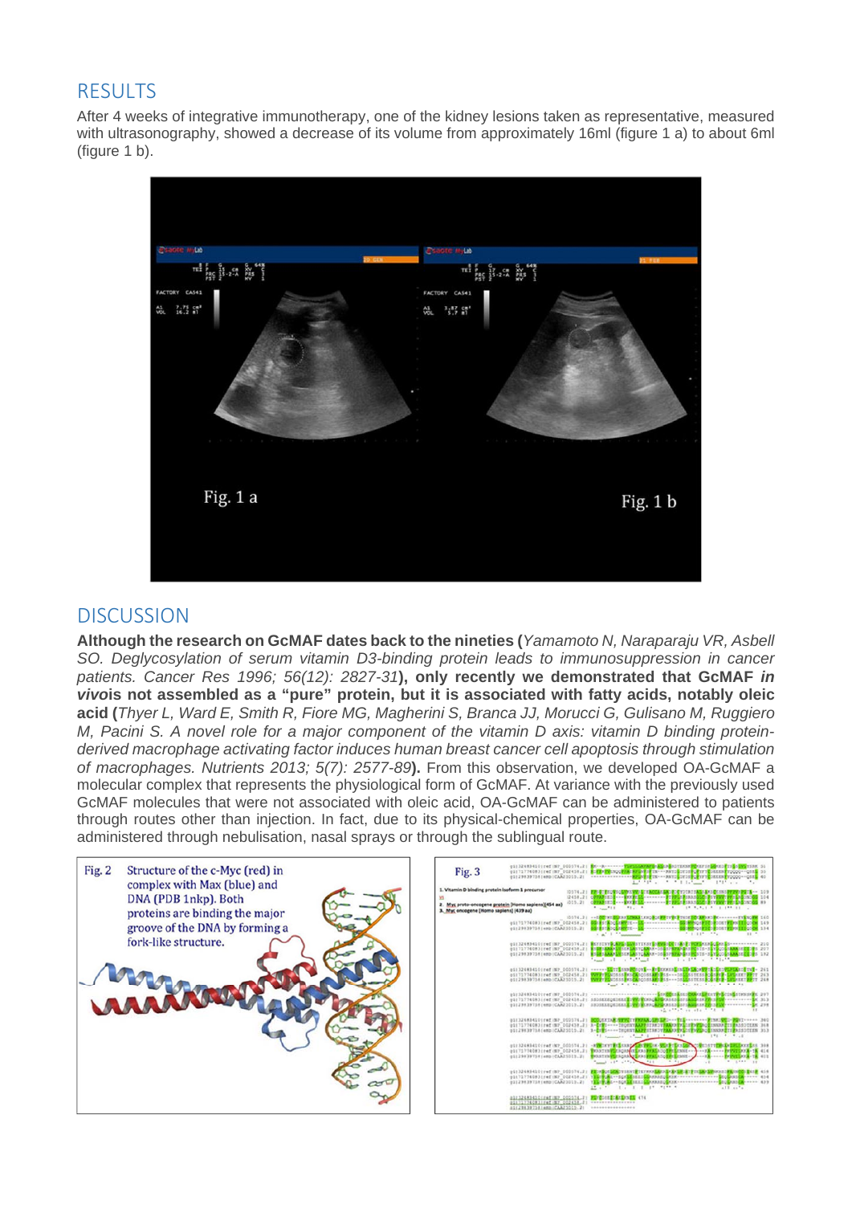## RESULTS

After 4 weeks of integrative immunotherapy, one of the kidney lesions taken as representative, measured with ultrasonography, showed a decrease of its volume from approximately 16ml (figure 1 a) to about 6ml (figure 1 b).

Fig. 1 a

Fig. 1 b

## DISCUSSION

**Although the research on GcMAF dates back to the nineties (***Yamamoto N, Naraparaju VR, Asbell SO. Deglycosylation of serum vitamin D3-binding protein leads to immunosuppression in cancer patients. Cancer Res 1996; 56(12): 2827-31***), only recently we demonstrated that GcMAF *in vivo*is not assembled as a "pure" protein, but it is associated with fatty acids, notably oleic acid (***Thyer L, Ward E, Smith R, Fiore MG, Magherini S, Branca JJ, Morucci G, Gulisano M, Ruggiero M, Pacini S. A novel role for a major component of the vitamin D axis: vitamin D binding protein-derived macrophage activating factor induces human breast cancer cell apoptosis through stimulation of macrophages. Nutrients 2013; 5(7): 2577-89***).** From this observation, we developed OA-GcMAF a molecular complex that represents the physiological form of GcMAF. At variance with the previously used GcMAF molecules that were not associated with oleic acid, OA-GcMAF can be administered to patients through routes other than injection. In fact, due to its physical-chemical properties, OA-GcMAF can be administered through nebulisation, nasal sprays or through the sublingual route.

Fig. 2 Structure of the c-Myc (red) in complex with Max (blue) and DNA (PDB 1nkp). Both proteins are binding the major groove of the DNA by forming a fork-like structure.

Fig. 3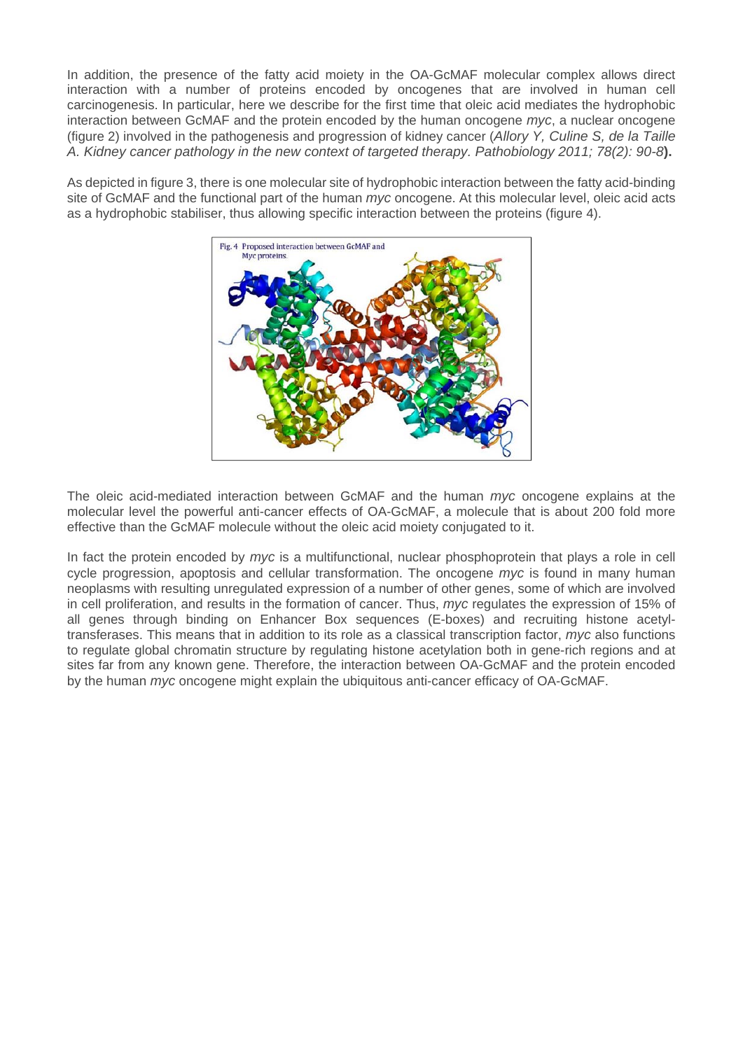In addition, the presence of the fatty acid moiety in the OA-GcMAF molecular complex allows direct interaction with a number of proteins encoded by oncogenes that are involved in human cell carcinogenesis. In particular, here we describe for the first time that oleic acid mediates the hydrophobic interaction between GcMAF and the protein encoded by the human oncogene *myc*, a nuclear oncogene (figure 2) involved in the pathogenesis and progression of kidney cancer (*Allory Y, Culine S, de la Taille A. Kidney cancer pathology in the new context of targeted therapy. Pathobiology 2011; 78(2): 90-8*).

As depicted in figure 3, there is one molecular site of hydrophobic interaction between the fatty acid-binding site of GcMAF and the functional part of the human *myc* oncogene. At this molecular level, oleic acid acts as a hydrophobic stabiliser, thus allowing specific interaction between the proteins (figure 4).

Fig. 4 Proposed interaction between GcMAF and Myc proteins.

The oleic acid-mediated interaction between GcMAF and the human *myc* oncogene explains at the molecular level the powerful anti-cancer effects of OA-GcMAF, a molecule that is about 200 fold more effective than the GcMAF molecule without the oleic acid moiety conjugated to it.

In fact the protein encoded by *myc* is a multifunctional, nuclear phosphoprotein that plays a role in cell cycle progression, apoptosis and cellular transformation. The oncogene *myc* is found in many human neoplasms with resulting unregulated expression of a number of other genes, some of which are involved in cell proliferation, and results in the formation of cancer. Thus, *myc* regulates the expression of 15% of all genes through binding on Enhancer Box sequences (E-boxes) and recruiting histone acetyl-transferases. This means that in addition to its role as a classical transcription factor, *myc* also functions to regulate global chromatin structure by regulating histone acetylation both in gene-rich regions and at sites far from any known gene. Therefore, the interaction between OA-GcMAF and the protein encoded by the human *myc* oncogene might explain the ubiquitous anti-cancer efficacy of OA-GcMAF.